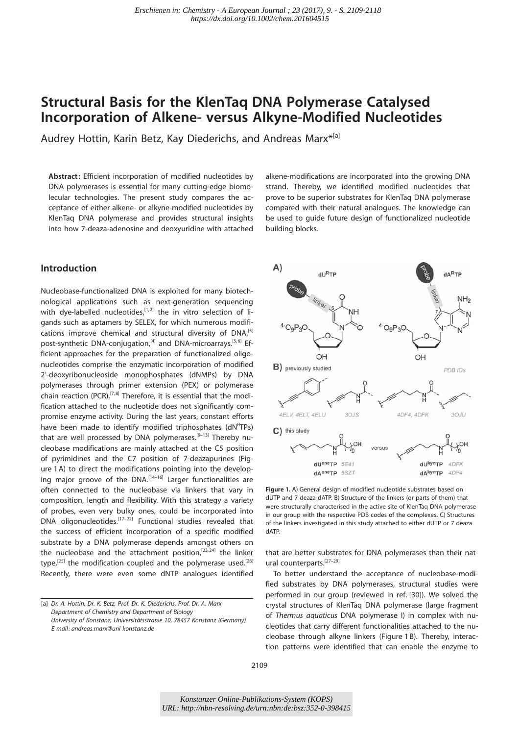# Structural Basis for the KlenTaq DNA Polymerase Catalysed Incorporation of Alkene- versus Alkyne-Modified Nucleotides

Audrey Hottin, Karin Betz, Kay Diederichs, and Andreas Marx*[a]

**Abstract:** Efficient incorporation of modified nucleotides by DNA polymerases is essential for many cutting-edge biomolecular technologies. The present study compares the acceptance of either alkene- or alkyne-modified nucleotides by KlenTaq DNA polymerase and provides structural insights into how 7-deaza-adenosine and deoxyuridine with attached alkene-modifications are incorporated into the growing DNA strand. Thereby, we identified modified nucleotides that prove to be superior substrates for KlenTaq DNA polymerase compared with their natural analogues. The knowledge can be used to guide future design of functionalized nucleotide building blocks.

## Introduction

Nucleobase-functionalized DNA is exploited for many biotechnological applications such as next-generation sequencing with dye-labelled nucleotides,[1,2] the in vitro selection of ligands such as aptamers by SELEX, for which numerous modifications improve chemical and structural diversity of DNA,[3] post-synthetic DNA-conjugation,[4] and DNA-microarrays.[5,6] Efficient approaches for the preparation of functionalized oligonucleotides comprise the enzymatic incorporation of modified 2′-deoxyribonucleoside monophosphates (dNMPs) by DNA polymerases through primer extension (PEX) or polymerase chain reaction (PCR).[7,8] Therefore, it is essential that the modification attached to the nucleotide does not significantly compromise enzyme activity. During the last years, constant efforts have been made to identify modified triphosphates (dN$^{R}$TPs) that are well processed by DNA polymerases.[9–13] Thereby nucleobase modifications are mainly attached at the C5 position of pyrimidines and the C7 position of 7-deazapurines (Figure 1 A) to direct the modifications pointing into the developing major groove of the DNA.[14–16] Larger functionalities are often connected to the nucleobase via linkers that vary in composition, length and flexibility. With this strategy a variety of probes, even very bulky ones, could be incorporated into DNA oligonucleotides.[17–22] Functional studies revealed that the success of efficient incorporation of a specific modified substrate by a DNA polymerase depends amongst others on the nucleobase and the attachment position,[23,24] the linker type,[25] the modification coupled and the polymerase used.[26] Recently, there were even some dNTP analogues identified that are better substrates for DNA polymerases than their natural counterparts.[27–29]

**Figure 1.** A) General design of modified nucleotide substrates based on dUTP and 7 deaza dATP. B) Structure of the linkers (or parts of them) that were structurally characterised in the active site of KlenTaq DNA polymerase in our group with the respective PDB codes of the complexes. C) Structures of the linkers investigated in this study attached to either dUTP or 7 deaza dATP.

To better understand the acceptance of nucleobase-modified substrates by DNA polymerases, structural studies were performed in our group (reviewed in ref. [30]). We solved the crystal structures of KlenTaq DNA polymerase (large fragment of *Thermus aquaticus* DNA polymerase I) in complex with nucleotides that carry different functionalities attached to the nucleobase through alkyne linkers (Figure 1 B). Thereby, interaction patterns were identified that can enable the enzyme to

[a] Dr. A. Hottin, Dr. K. Betz, Prof. Dr. K. Diederichs, Prof. Dr. A. Marx
Department of Chemistry and Department of Biology
University of Konstanz, Universitätsstrasse 10, 78457 Konstanz (Germany)
E mail: andreas.marx@uni konstanz.de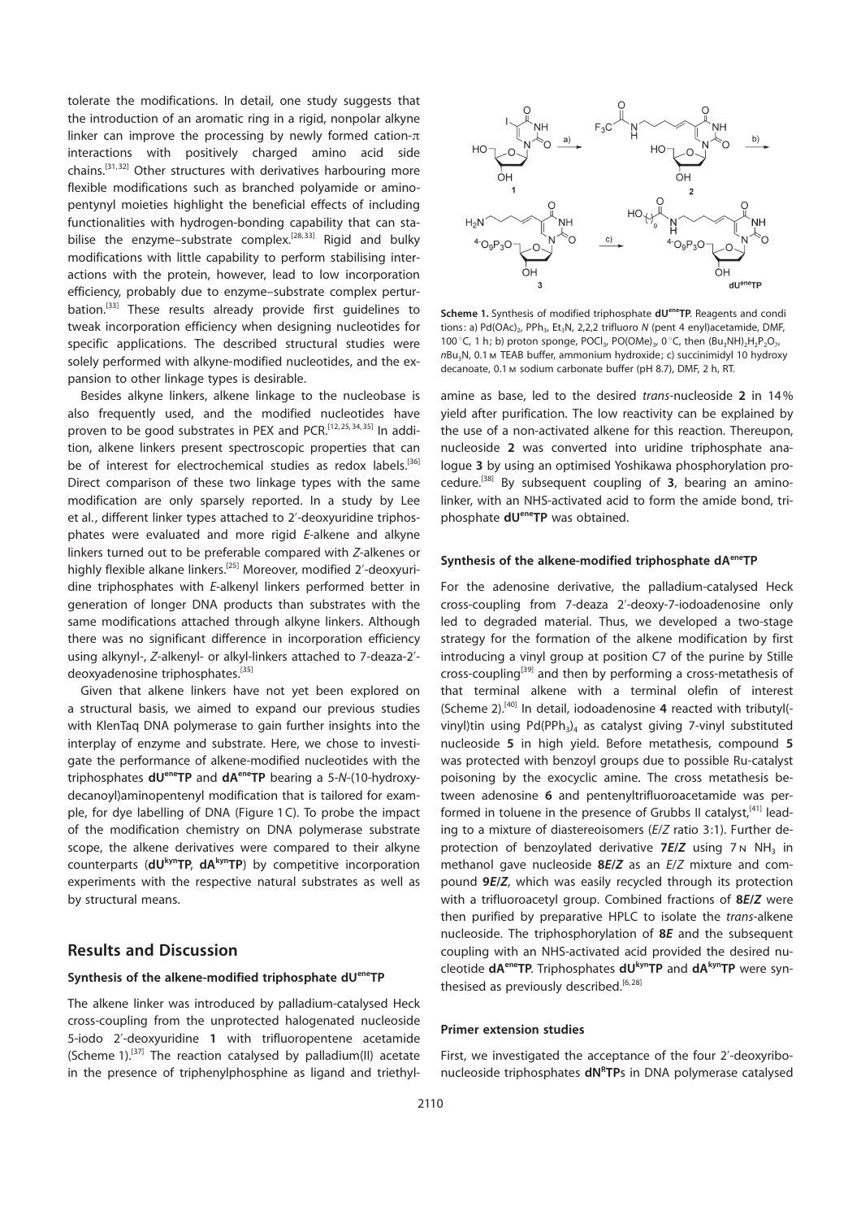tolerate the modifications. In detail, one study suggests that the introduction of an aromatic ring in a rigid, nonpolar alkyne linker can improve the processing by newly formed cation-π interactions with positively charged amino acid side chains.[31,32] Other structures with derivatives harbouring more flexible modifications such as branched polyamide or aminopentynyl moieties highlight the beneficial effects of including functionalities with hydrogen-bonding capability that can stabilise the enzyme–substrate complex.[28,33] Rigid and bulky modifications with little capability to perform stabilising interactions with the protein, however, lead to low incorporation efficiency, probably due to enzyme–substrate complex perturbation.[33] These results already provide first guidelines to tweak incorporation efficiency when designing nucleotides for specific applications. The described structural studies were solely performed with alkyne-modified nucleotides, and the expansion to other linkage types is desirable.

Besides alkyne linkers, alkene linkage to the nucleobase is also frequently used, and the modified nucleotides have proven to be good substrates in PEX and PCR.[12,25,34,35] In addition, alkene linkers present spectroscopic properties that can be of interest for electrochemical studies as redox labels.[36] Direct comparison of these two linkage types with the same modification are only sparsely reported. In a study by Lee et al., different linker types attached to 2′-deoxyuridine triphosphates were evaluated and more rigid *E*-alkene and alkyne linkers turned out to be preferable compared with *Z*-alkenes or highly flexible alkane linkers.[25] Moreover, modified 2′-deoxyuridine triphosphates with *E*-alkenyl linkers performed better in generation of longer DNA products than substrates with the same modifications attached through alkyne linkers. Although there was no significant difference in incorporation efficiency using alkynyl-, *Z*-alkenyl- or alkyl-linkers attached to 7-deaza-2′-deoxyadenosine triphosphates.[35]

Given that alkene linkers have not yet been explored on a structural basis, we aimed to expand our previous studies with KlenTaq DNA polymerase to gain further insights into the interplay of enzyme and substrate. Here, we chose to investigate the performance of alkene-modified nucleotides with the triphosphates **dU^ene^TP** and **dA^ene^TP** bearing a 5-*N*-(10-hydroxydecanoyl)aminopentenyl modification that is tailored for example, for dye labelling of DNA (Figure 1C). To probe the impact of the modification chemistry on DNA polymerase substrate scope, the alkene derivatives were compared to their alkyne counterparts (**dU^kyn^TP**, **dA^kyn^TP**) by competitive incorporation experiments with the respective natural substrates as well as by structural means.

## Results and Discussion

### Synthesis of the alkene-modified triphosphate dU^ene^TP

The alkene linker was introduced by palladium-catalysed Heck cross-coupling from the unprotected halogenated nucleoside 5-iodo 2′-deoxyuridine **1** with trifluoropentene acetamide (Scheme 1).[37] The reaction catalysed by palladium(II) acetate in the presence of triphenylphosphine as ligand and triethylamine as base, led to the desired *trans*-nucleoside **2** in 14% yield after purification. The low reactivity can be explained by the use of a non-activated alkene for this reaction. Thereupon, nucleoside **2** was converted into uridine triphosphate analogue **3** by using an optimised Yoshikawa phosphorylation procedure.[38] By subsequent coupling of **3**, bearing an aminolinker, with an NHS-activated acid to form the amide bond, triphosphate **dU^ene^TP** was obtained.

**Scheme 1.** Synthesis of modified triphosphate **dU^ene^TP**. Reagents and conditions: a) $Pd(OAc)_2$, $PPh_3$, $Et_3N$, 2,2,2 trifluoro *N* (pent 4 enyl)acetamide, DMF, 100 °C, 1 h; b) proton sponge, $POCl_3$, $PO(OMe)_3$, 0 °C, then $(Bu_3NH)_2H_2P_2O_7$, $n$Bu$_3$N, 0.1 M TEAB buffer, ammonium hydroxide; c) succinimidyl 10 hydroxy decanoate, 0.1 M sodium carbonate buffer (pH 8.7), DMF, 2 h, RT.

### Synthesis of the alkene-modified triphosphate dA^ene^TP

For the adenosine derivative, the palladium-catalysed Heck cross-coupling from 7-deaza 2′-deoxy-7-iodoadenosine only led to degraded material. Thus, we developed a two-stage strategy for the formation of the alkene modification by first introducing a vinyl group at position C7 of the purine by Stille cross-coupling[39] and then by performing a cross-metathesis of that terminal alkene with a terminal olefin of interest (Scheme 2).[40] In detail, iodoadenosine **4** reacted with tributyl(vinyl)tin using $Pd(PPh_3)_4$ as catalyst giving 7-vinyl substituted nucleoside **5** in high yield. Before metathesis, compound **5** was protected with benzoyl groups due to possible Ru-catalyst poisoning by the exocyclic amine. The cross metathesis between adenosine **6** and pentenyltrifluoroacetamide was performed in toluene in the presence of Grubbs II catalyst,[41] leading to a mixture of diastereoisomers (*E*/*Z* ratio 3:1). Further deprotection of benzoylated derivative **7*E*/*Z*** using 7 N $NH_3$ in methanol gave nucleoside **8*E*/*Z*** as an *E*/*Z* mixture and compound **9*E*/*Z***, which was easily recycled through its protection with a trifluoroacetyl group. Combined fractions of **8*E*/*Z*** were then purified by preparative HPLC to isolate the *trans*-alkene nucleoside. The triphosphorylation of **8*E*** and the subsequent coupling with an NHS-activated acid provided the desired nucleotide **dA^ene^TP**. Triphosphates **dU^kyn^TP** and **dA^kyn^TP** were synthesised as previously described.[6,28]

### Primer extension studies

First, we investigated the acceptance of the four 2′-deoxyribonucleoside triphosphates **dN^R^TP**s in DNA polymerase catalysed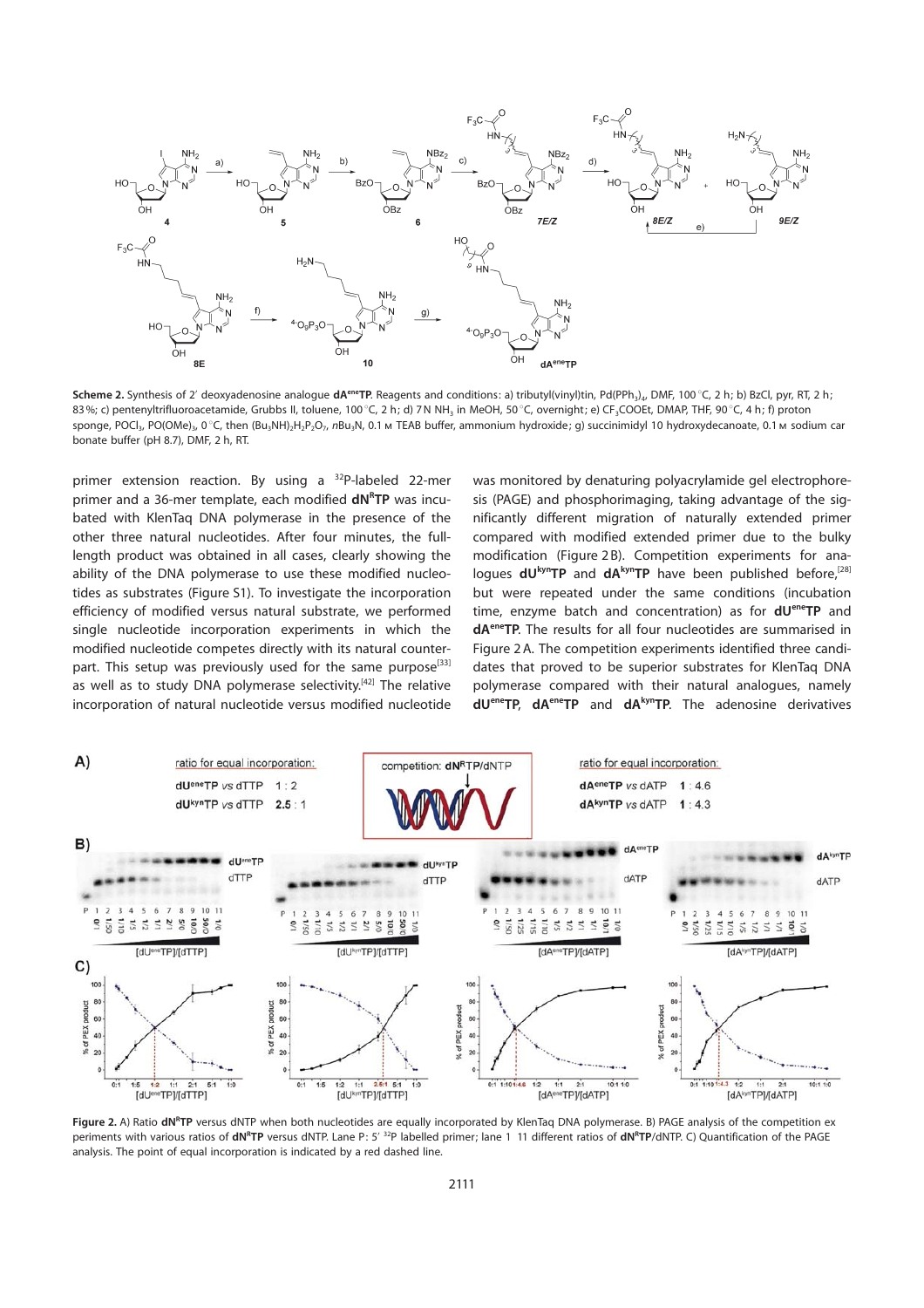**Scheme 2.** Synthesis of 2′ deoxyadenosine analogue **dA$^{ene}$TP**. Reagents and conditions: a) tributyl(vinyl)tin, Pd(PPh$_3$)$_4$, DMF, 100 °C, 2 h; b) BzCl, pyr, RT, 2 h; 83%; c) pentenyltrifluoroacetamide, Grubbs II, toluene, 100 °C, 2 h; d) 7 N NH$_3$ in MeOH, 50 °C, overnight; e) CF$_3$COOEt, DMAP, THF, 90 °C, 4 h; f) proton sponge, POCl$_3$, PO(OMe)$_3$, 0 °C, then (Bu$_3$NH)$_2$H$_2$P$_2$O$_7$, nBu$_3$N, 0.1 M TEAB buffer, ammonium hydroxide; g) succinimidyl 10 hydroxydecanoate, 0.1 M sodium carbonate buffer (pH 8.7), DMF, 2 h, RT.

primer extension reaction. By using a $^{32}$P-labeled 22-mer primer and a 36-mer template, each modified **dN$^R$TP** was incubated with KlenTaq DNA polymerase in the presence of the other three natural nucleotides. After four minutes, the full-length product was obtained in all cases, clearly showing the ability of the DNA polymerase to use these modified nucleotides as substrates (Figure S1). To investigate the incorporation efficiency of modified versus natural substrate, we performed single nucleotide incorporation experiments in which the modified nucleotide competes directly with its natural counterpart. This setup was previously used for the same purpose[33] as well as to study DNA polymerase selectivity.[42] The relative incorporation of natural nucleotide versus modified nucleotide was monitored by denaturing polyacrylamide gel electrophoresis (PAGE) and phosphorimaging, taking advantage of the significantly different migration of naturally extended primer compared with modified extended primer due to the bulky modification (Figure 2B). Competition experiments for analogues **dU$^{kyn}$TP** and **dA$^{kyn}$TP** have been published before,[28] but were repeated under the same conditions (incubation time, enzyme batch and concentration) as for **dU$^{ene}$TP** and **dA$^{ene}$TP**. The results for all four nucleotides are summarised in Figure 2A. The competition experiments identified three candidates that proved to be superior substrates for KlenTaq DNA polymerase compared with their natural analogues, namely **dU$^{ene}$TP**, **dA$^{ene}$TP** and **dA$^{kyn}$TP**. The adenosine derivatives

**Figure 2.** A) Ratio **dN$^R$TP** versus dNTP when both nucleotides are equally incorporated by KlenTaq DNA polymerase. B) PAGE analysis of the competition experiments with various ratios of **dN$^R$TP** versus dNTP. Lane P: 5′ $^{32}$P labelled primer; lane 1 11 different ratios of **dN$^R$TP**/dNTP. C) Quantification of the PAGE analysis. The point of equal incorporation is indicated by a red dashed line.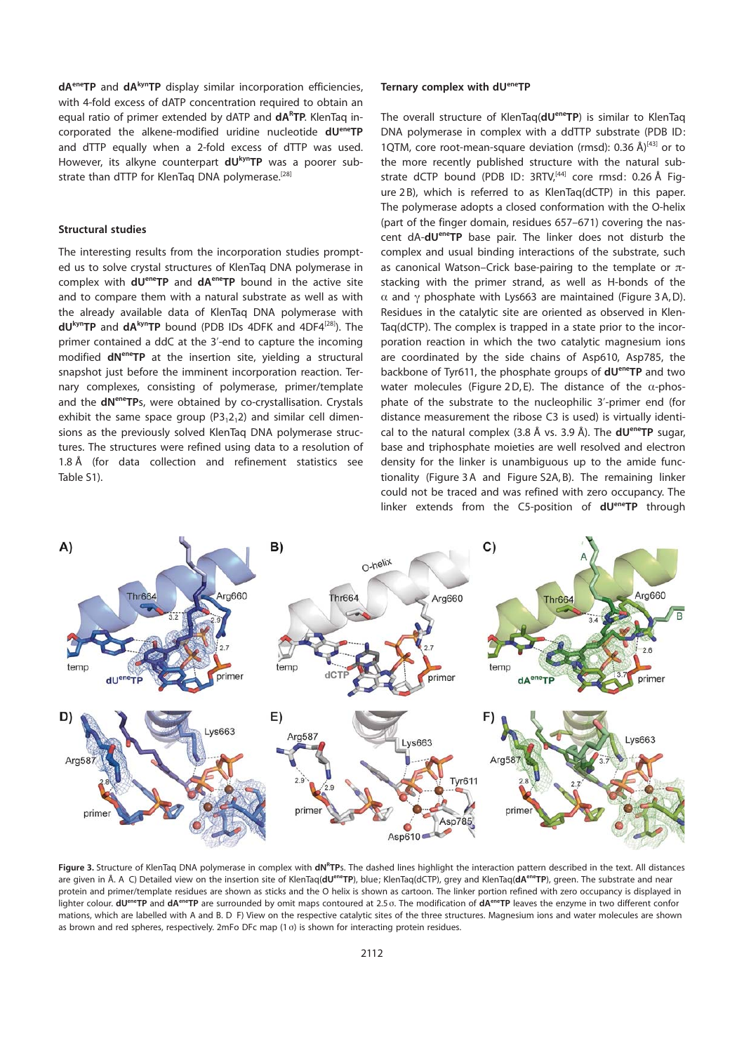**dA^ene^TP** and **dA^kyn^TP** display similar incorporation efficiencies, with 4-fold excess of dATP concentration required to obtain an equal ratio of primer extended by dATP and **dA^R^TP**. KlenTaq incorporated the alkene-modified uridine nucleotide **dU^ene^TP** and dTTP equally when a 2-fold excess of dTTP was used. However, its alkyne counterpart **dU^kyn^TP** was a poorer substrate than dTTP for KlenTaq DNA polymerase.[28]

### Structural studies

The interesting results from the incorporation studies prompted us to solve crystal structures of KlenTaq DNA polymerase in complex with **dU^ene^TP** and **dA^ene^TP** bound in the active site and to compare them with a natural substrate as well as with the already available data of KlenTaq DNA polymerase with **dU^kyn^TP** and **dA^kyn^TP** bound (PDB IDs 4DFK and 4DF4[28]). The primer contained a ddC at the 3′-end to capture the incoming modified **dN^ene^TP** at the insertion site, yielding a structural snapshot just before the imminent incorporation reaction. Ternary complexes, consisting of polymerase, primer/template and the **dN^ene^TP**s, were obtained by co-crystallisation. Crystals exhibit the same space group ($P3_12_12$) and similar cell dimensions as the previously solved KlenTaq DNA polymerase structures. The structures were refined using data to a resolution of 1.8 Å (for data collection and refinement statistics see Table S1).

### Ternary complex with dU^ene^TP

The overall structure of KlenTaq(**dU^ene^TP**) is similar to KlenTaq DNA polymerase in complex with a ddTTP substrate (PDB ID: 1QTM, core root-mean-square deviation (rmsd): 0.36 Å)[43] or to the more recently published structure with the natural substrate dCTP bound (PDB ID: 3RTV,[44] core rmsd: 0.26 Å Figure 2B), which is referred to as KlenTaq(dCTP) in this paper. The polymerase adopts a closed conformation with the O-helix (part of the finger domain, residues 657–671) covering the nascent dA-**dU^ene^TP** base pair. The linker does not disturb the complex and usual binding interactions of the substrate, such as canonical Watson–Crick base-pairing to the template or π-stacking with the primer strand, as well as H-bonds of the α and γ phosphate with Lys663 are maintained (Figure 3A, D). Residues in the catalytic site are oriented as observed in KlenTaq(dCTP). The complex is trapped in a state prior to the incorporation reaction in which the two catalytic magnesium ions are coordinated by the side chains of Asp610, Asp785, the backbone of Tyr611, the phosphate groups of **dU^ene^TP** and two water molecules (Figure 2D, E). The distance of the α-phosphate of the substrate to the nucleophilic 3′-primer end (for distance measurement the ribose C3 is used) is virtually identical to the natural complex (3.8 Å vs. 3.9 Å). The **dU^ene^TP** sugar, base and triphosphate moieties are well resolved and electron density for the linker is unambiguous up to the amide functionality (Figure 3A and Figure S2A, B). The remaining linker could not be traced and was refined with zero occupancy. The linker extends from the C5-position of **dU^ene^TP** through

**Figure 3.** Structure of KlenTaq DNA polymerase in complex with **dN^R^TP**s. The dashed lines highlight the interaction pattern described in the text. All distances are given in Å. A–C) Detailed view on the insertion site of KlenTaq(**dU^ene^TP**), blue; KlenTaq(dCTP), grey and KlenTaq(**dA^ene^TP**), green. The substrate and near protein and primer/template residues are shown as sticks and the O helix is shown as cartoon. The linker portion refined with zero occupancy is displayed in lighter colour. **dU^ene^TP** and **dA^ene^TP** are surrounded by omit maps contoured at 2.5 σ. The modification of **dA^ene^TP** leaves the enzyme in two different conformations, which are labelled with A and B. D–F) View on the respective catalytic sites of the three structures. Magnesium ions and water molecules are shown as brown and red spheres, respectively. 2mFo DFc map (1 σ) is shown for interacting protein residues.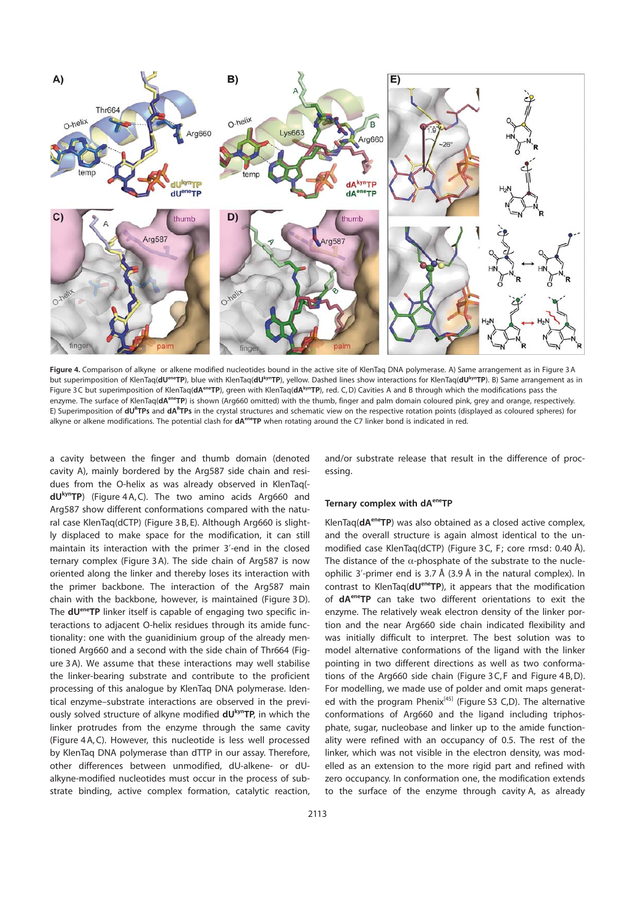**Figure 4.** Comparison of alkyne or alkene modified nucleotides bound in the active site of KlenTaq DNA polymerase. A) Same arrangement as in Figure 3 A but superimposition of KlenTaq(**dU$^{ene}$TP**), blue with KlenTaq(**dU$^{kyn}$TP**), yellow. Dashed lines show interactions for KlenTaq(**dU$^{kyn}$TP**). B) Same arrangement as in Figure 3 C but superimposition of KlenTaq(**dA$^{ene}$TP**), green with KlenTaq(**dA$^{kyn}$TP**), red. C, D) Cavities A and B through which the modifications pass the enzyme. The surface of KlenTaq(**dA$^{ene}$TP**) is shown (Arg660 omitted) with the thumb, finger and palm domain coloured pink, grey and orange, respectively. E) Superimposition of **dU$^{R}$TPs** and **dA$^{R}$TPs** in the crystal structures and schematic view on the respective rotation points (displayed as coloured spheres) for alkyne or alkene modifications. The potential clash for **dA$^{ene}$TP** when rotating around the C7 linker bond is indicated in red.

a cavity between the finger and thumb domain (denoted cavity A), mainly bordered by the Arg587 side chain and residues from the O-helix as was already observed in KlenTaq(**dU$^{kyn}$TP**) (Figure 4 A, C). The two amino acids Arg660 and Arg587 show different conformations compared with the natural case KlenTaq(dCTP) (Figure 3 B, E). Although Arg660 is slightly displaced to make space for the modification, it can still maintain its interaction with the primer 3′-end in the closed ternary complex (Figure 3 A). The side chain of Arg587 is now oriented along the linker and thereby loses its interaction with the primer backbone. The interaction of the Arg587 main chain with the backbone, however, is maintained (Figure 3 D). The **dU$^{ene}$TP** linker itself is capable of engaging two specific interactions to adjacent O-helix residues through its amide functionality: one with the guanidinium group of the already mentioned Arg660 and a second with the side chain of Thr664 (Figure 3 A). We assume that these interactions may well stabilise the linker-bearing substrate and contribute to the proficient processing of this analogue by KlenTaq DNA polymerase. Identical enzyme–substrate interactions are observed in the previously solved structure of alkyne modified **dU$^{kyn}$TP**, in which the linker protrudes from the enzyme through the same cavity (Figure 4 A, C). However, this nucleotide is less well processed by KlenTaq DNA polymerase than dTTP in our assay. Therefore, other differences between unmodified, dU-alkene- or dU-alkyne-modified nucleotides must occur in the process of substrate binding, active complex formation, catalytic reaction, and/or substrate release that result in the difference of processing.

### Ternary complex with dA$^{ene}$TP

KlenTaq(**dA$^{ene}$TP**) was also obtained as a closed active complex, and the overall structure is again almost identical to the unmodified case KlenTaq(dCTP) (Figure 3 C, F; core rmsd: 0.40 Å). The distance of the α-phosphate of the substrate to the nucleophilic 3′-primer end is 3.7 Å (3.9 Å in the natural complex). In contrast to KlenTaq(**dU$^{ene}$TP**), it appears that the modification of **dA$^{ene}$TP** can take two different orientations to exit the enzyme. The relatively weak electron density of the linker portion and the near Arg660 side chain indicated flexibility and was initially difficult to interpret. The best solution was to model alternative conformations of the ligand with the linker pointing in two different directions as well as two conformations of the Arg660 side chain (Figure 3 C, F and Figure 4 B, D). For modelling, we made use of polder and omit maps generated with the program Phenix[45] (Figure S3 C,D). The alternative conformations of Arg660 and the ligand including triphosphate, sugar, nucleobase and linker up to the amide functionality were refined with an occupancy of 0.5. The rest of the linker, which was not visible in the electron density, was modelled as an extension to the more rigid part and refined with zero occupancy. In conformation one, the modification extends to the surface of the enzyme through cavity A, as already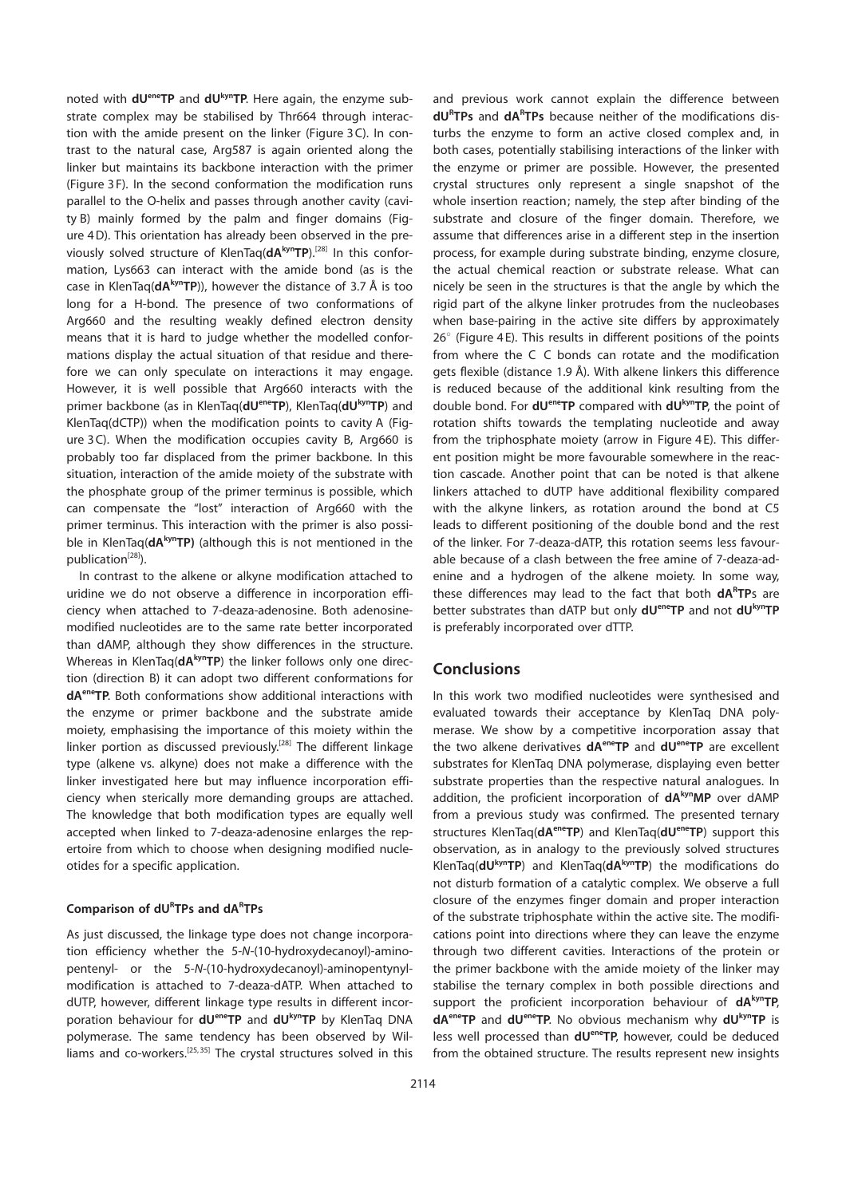noted with **dU$^{ene}$TP** and **dU$^{kyn}$TP**. Here again, the enzyme substrate complex may be stabilised by Thr664 through interaction with the amide present on the linker (Figure 3C). In contrast to the natural case, Arg587 is again oriented along the linker but maintains its backbone interaction with the primer (Figure 3F). In the second conformation the modification runs parallel to the O-helix and passes through another cavity (cavity B) mainly formed by the palm and finger domains (Figure 4D). This orientation has already been observed in the previously solved structure of KlenTaq(**dA$^{kyn}$TP**).[28] In this conformation, Lys663 can interact with the amide bond (as is the case in KlenTaq(**dA$^{kyn}$TP**)), however the distance of 3.7 Å is too long for a H-bond. The presence of two conformations of Arg660 and the resulting weakly defined electron density means that it is hard to judge whether the modelled conformations display the actual situation of that residue and therefore we can only speculate on interactions it may engage. However, it is well possible that Arg660 interacts with the primer backbone (as in KlenTaq(**dU$^{ene}$TP**), KlenTaq(**dU$^{kyn}$TP**) and KlenTaq(dCTP)) when the modification points to cavity A (Figure 3C). When the modification occupies cavity B, Arg660 is probably too far displaced from the primer backbone. In this situation, interaction of the amide moiety of the substrate with the phosphate group of the primer terminus is possible, which can compensate the "lost" interaction of Arg660 with the primer terminus. This interaction with the primer is also possible in KlenTaq(**dA$^{kyn}$TP)** (although this is not mentioned in the publication[28]).

In contrast to the alkene or alkyne modification attached to uridine we do not observe a difference in incorporation efficiency when attached to 7-deaza-adenosine. Both adenosine-modified nucleotides are to the same rate better incorporated than dAMP, although they show differences in the structure. Whereas in KlenTaq(**dA$^{kyn}$TP**) the linker follows only one direction (direction B) it can adopt two different conformations for **dA$^{ene}$TP**. Both conformations show additional interactions with the enzyme or primer backbone and the substrate amide moiety, emphasising the importance of this moiety within the linker portion as discussed previously.[28] The different linkage type (alkene vs. alkyne) does not make a difference with the linker investigated here but may influence incorporation efficiency when sterically more demanding groups are attached. The knowledge that both modification types are equally well accepted when linked to 7-deaza-adenosine enlarges the repertoire from which to choose when designing modified nucleotides for a specific application.

### Comparison of dU$^{R}$TPs and dA$^{R}$TPs

As just discussed, the linkage type does not change incorporation efficiency whether the 5-*N*-(10-hydroxydecanoyl)-aminopentenyl- or the 5-*N*-(10-hydroxydecanoyl)-aminopentynyl-modification is attached to 7-deaza-dATP. When attached to dUTP, however, different linkage type results in different incorporation behaviour for **dU$^{ene}$TP** and **dU$^{kyn}$TP** by KlenTaq DNA polymerase. The same tendency has been observed by Williams and co-workers.[25,35] The crystal structures solved in this and previous work cannot explain the difference between **dU$^{R}$TPs** and **dA$^{R}$TPs** because neither of the modifications disturbs the enzyme to form an active closed complex and, in both cases, potentially stabilising interactions of the linker with the enzyme or primer are possible. However, the presented crystal structures only represent a single snapshot of the whole insertion reaction; namely, the step after binding of the substrate and closure of the finger domain. Therefore, we assume that differences arise in a different step in the insertion process, for example during substrate binding, enzyme closure, the actual chemical reaction or substrate release. What can nicely be seen in the structures is that the angle by which the rigid part of the alkyne linker protrudes from the nucleobases when base-pairing in the active site differs by approximately 26° (Figure 4E). This results in different positions of the points from where the C C bonds can rotate and the modification gets flexible (distance 1.9 Å). With alkene linkers this difference is reduced because of the additional kink resulting from the double bond. For **dU$^{ene}$TP** compared with **dU$^{kyn}$TP**, the point of rotation shifts towards the templating nucleotide and away from the triphosphate moiety (arrow in Figure 4E). This different position might be more favourable somewhere in the reaction cascade. Another point that can be noted is that alkene linkers attached to dUTP have additional flexibility compared with the alkyne linkers, as rotation around the bond at C5 leads to different positioning of the double bond and the rest of the linker. For 7-deaza-dATP, this rotation seems less favourable because of a clash between the free amine of 7-deaza-adenine and a hydrogen of the alkene moiety. In some way, these differences may lead to the fact that both **dA$^{R}$TP**s are better substrates than dATP but only **dU$^{ene}$TP** and not **dU$^{kyn}$TP** is preferably incorporated over dTTP.

## Conclusions

In this work two modified nucleotides were synthesised and evaluated towards their acceptance by KlenTaq DNA polymerase. We show by a competitive incorporation assay that the two alkene derivatives **dA$^{ene}$TP** and **dU$^{ene}$TP** are excellent substrates for KlenTaq DNA polymerase, displaying even better substrate properties than the respective natural analogues. In addition, the proficient incorporation of **dA$^{kyn}$MP** over dAMP from a previous study was confirmed. The presented ternary structures KlenTaq(**dA$^{ene}$TP**) and KlenTaq(**dU$^{ene}$TP**) support this observation, as in analogy to the previously solved structures KlenTaq(**dU$^{kyn}$TP**) and KlenTaq(**dA$^{kyn}$TP**) the modifications do not disturb formation of a catalytic complex. We observe a full closure of the enzymes finger domain and proper interaction of the substrate triphosphate within the active site. The modifications point into directions where they can leave the enzyme through two different cavities. Interactions of the protein or the primer backbone with the amide moiety of the linker may stabilise the ternary complex in both possible directions and support the proficient incorporation behaviour of **dA$^{kyn}$TP**, **dA$^{ene}$TP** and **dU$^{ene}$TP**. No obvious mechanism why **dU$^{kyn}$TP** is less well processed than **dU$^{ene}$TP**, however, could be deduced from the obtained structure. The results represent new insights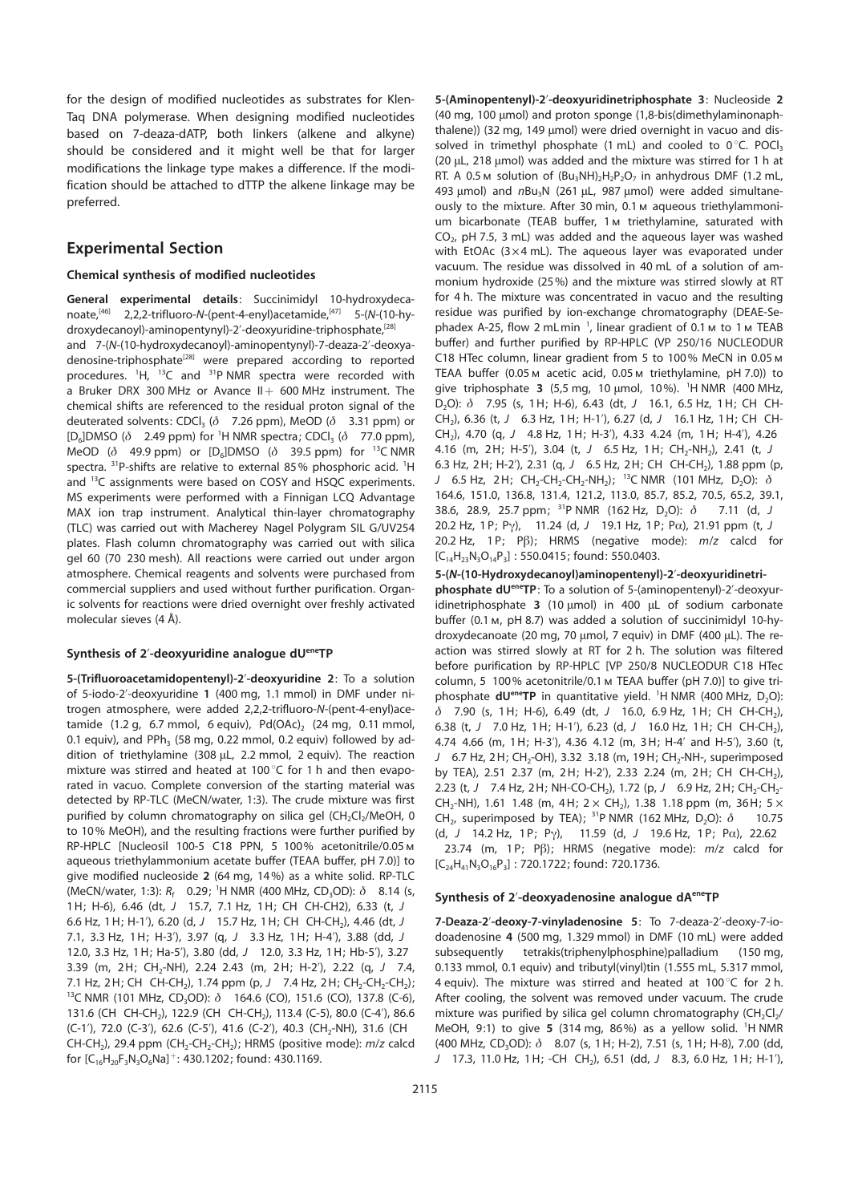for the design of modified nucleotides as substrates for KlenTaq DNA polymerase. When designing modified nucleotides based on 7-deaza-dATP, both linkers (alkene and alkyne) should be considered and it might well be that for larger modifications the linkage type makes a difference. If the modification should be attached to dTTP the alkene linkage may be preferred.

## Experimental Section

### Chemical synthesis of modified nucleotides

**General experimental details**: Succinimidyl 10-hydroxydecanoate,[46] 2,2,2-trifluoro-*N*-(pent-4-enyl)acetamide,[47] 5-(*N*-(10-hydroxydecanoyl)-aminopentynyl)-2′-deoxyuridine-triphosphate,[28] and 7-(*N*-(10-hydroxydecanoyl)-aminopentynyl)-7-deaza-2′-deoxyadenosine-triphosphate[28] were prepared according to reported procedures. $^1$H, $^{13}$C and $^{31}$P NMR spectra were recorded with a Bruker DRX 300 MHz or Avance II+ 600 MHz instrument. The chemical shifts are referenced to the residual proton signal of the deuterated solvents: $CDCl_3$ (δ 7.26 ppm), MeOD (δ 3.31 ppm) or [D$_6$]DMSO (δ 2.49 ppm) for $^1$H NMR spectra; $CDCl_3$ (δ 77.0 ppm), MeOD (δ 49.9 ppm) or [D$_6$]DMSO (δ 39.5 ppm) for $^{13}$C NMR spectra. $^{31}$P-shifts are relative to external 85% phosphoric acid. $^1$H and $^{13}$C assignments were based on COSY and HSQC experiments. MS experiments were performed with a Finnigan LCQ Advantage MAX ion trap instrument. Analytical thin-layer chromatography (TLC) was carried out with Macherey Nagel Polygram SIL G/UV254 plates. Flash column chromatography was carried out with silica gel 60 (70–230 mesh). All reactions were carried out under argon atmosphere. Chemical reagents and solvents were purchased from commercial suppliers and used without further purification. Organic solvents for reactions were dried overnight over freshly activated molecular sieves (4 Å).

### Synthesis of 2′-deoxyuridine analogue dU$^{ene}$TP

**5-(Trifluoroacetamidopentenyl)-2′-deoxyuridine 2**: To a solution of 5-iodo-2′-deoxyuridine **1** (400 mg, 1.1 mmol) in DMF under nitrogen atmosphere, were added 2,2,2-trifluoro-*N*-(pent-4-enyl)acetamide (1.2 g, 6.7 mmol, 6 equiv), $Pd(OAc)_2$ (24 mg, 0.11 mmol, 0.1 equiv) and $PPh_3$ (58 mg, 0.22 mmol, 0.2 equiv) followed by addition of triethylamine (308 µL, 2.2 mmol, 2 equiv). The reaction mixture was stirred and heated at 100 °C for 1 h and then evaporated in vacuo. Complete conversion of the starting material was detected by RP-TLC (MeCN/water, 1:3). The crude mixture was first purified by column chromatography on silica gel ($CH_2Cl_2$/MeOH, 0 to 10% MeOH), and the resulting fractions were further purified by RP-HPLC [Nucleosil 100-5 C18 PPN, 5–100% acetonitrile/0.05 M aqueous triethylammonium acetate buffer (TEAA buffer, pH 7.0)] to give modified nucleoside **2** (64 mg, 14%) as a white solid. RP-TLC (MeCN/water, 1:3): $R_f$ 0.29; $^1$H NMR (400 MHz, $CD_3OD$): δ 8.14 (s, 1H; H-6), 6.46 (dt, *J* 15.7, 7.1 Hz, 1H; CH CH-CH2), 6.33 (t, *J* 6.6 Hz, 1H; H-1′), 6.20 (d, *J* 15.7 Hz, 1H; CH CH-CH$_2$), 4.46 (dt, *J* 7.1, 3.3 Hz, 1H; H-3′), 3.97 (q, *J* 3.3 Hz, 1H; H-4′), 3.88 (dd, *J* 12.0, 3.3 Hz, 1H; Ha-5′), 3.80 (dd, *J* 12.0, 3.3 Hz, 1H; Hb-5′), 3.27–3.39 (m, 2H; CH$_2$-NH), 2.24–2.43 (m, 2H; H-2′), 2.22 (q, *J* 7.4, 7.1 Hz, 2H; CH CH-CH$_2$), 1.74 ppm (p, *J* 7.4 Hz, 2H; CH$_2$-CH$_2$-CH$_2$); $^{13}$C NMR (101 MHz, $CD_3OD$): δ 164.6 (CO), 151.6 (CO), 137.8 (C-6), 131.6 (CH CH-CH$_2$), 122.9 (CH CH-CH$_2$), 113.4 (C-5), 86.6 (C-1′), 72.0 (C-3′), 62.6 (C-5′), 41.6 (C-2′), 40.3 (CH$_2$-NH), 31.6 (CH CH-CH$_2$), 29.4 ppm (CH$_2$-CH$_2$-CH$_2$); HRMS (positive mode): *m*/*z* calcd for $[C_{16}H_{20}F_3N_3O_6Na]^+$: 430.1202; found: 430.1169.

**5-(Aminopentenyl)-2′-deoxyuridinetriphosphate 3**: Nucleoside **2** (40 mg, 100 µmol) and proton sponge (1,8-bis(dimethylaminonaphthalene)) (32 mg, 149 µmol) were dried overnight in vacuo and dissolved in trimethyl phosphate (1 mL) and cooled to 0 °C. $POCl_3$ (20 µL, 218 µmol) was added and the mixture was stirred for 1 h at RT. A 0.5 M solution of $(Bu_3NH)_2H_2P_2O_7$ in anhydrous DMF (1.2 mL, 493 µmol) and *n*Bu$_3$N (261 µL, 987 µmol) were added simultaneously to the mixture. After 30 min, 0.1 M aqueous triethylammonium bicarbonate (TEAB buffer, 1 M triethylamine, saturated with $CO_2$, pH 7.5, 3 mL) was added and the aqueous layer was washed with EtOAc (3×4 mL). The aqueous layer was evaporated under vacuum. The residue was dissolved in 40 mL of a solution of ammonium hydroxide (25%) and the mixture was stirred slowly at RT for 4 h. The mixture was concentrated in vacuo and the resulting residue was purified by ion-exchange chromatography (DEAE-Sephadex A-25, flow 2 mL min$^{-1}$, linear gradient of 0.1 M to 1 M TEAB buffer) and further purified by RP-HPLC (VP 250/16 NUCLEODUR C18 HTec column, linear gradient from 5 to 100% MeCN in 0.05 M TEAA buffer (0.05 M acetic acid, 0.05 M triethylamine, pH 7.0)) to give triphosphate **3** (5,5 mg, 10 µmol, 10%). $^1$H NMR (400 MHz, $D_2O$): δ 7.95 (s, 1H; H-6), 6.43 (dt, *J* 16.1, 6.5 Hz, 1H; CH CH-CH$_2$), 6.36 (t, *J* 6.3 Hz, 1H; H-1′), 6.27 (d, *J* 16.1 Hz, 1H; CH CH-CH$_2$), 4.70 (q, *J* 4.8 Hz, 1H; H-3′), 4.33–4.24 (m, 1H; H-4′), 4.26–4.16 (m, 2H; H-5′), 3.04 (t, *J* 6.5 Hz, 1H; CH$_2$-NH$_2$), 2.41 (t, *J* 6.3 Hz, 2H; H-2′), 2.31 (q, *J* 6.5 Hz, 2H; CH CH-CH$_2$), 1.88 ppm (p, *J* 6.5 Hz, 2H; CH$_2$-CH$_2$-CH$_2$-NH$_2$); $^{13}$C NMR (101 MHz, $D_2O$): δ 164.6, 151.0, 136.8, 131.4, 121.2, 113.0, 85.7, 85.2, 70.5, 65.2, 39.1, 38.6, 28.9, 25.7 ppm; $^{31}$P NMR (162 Hz, $D_2O$): δ –7.11 (d, *J* 20.2 Hz, 1P; Pγ), –11.24 (d, *J* 19.1 Hz, 1P; Pα), 21.91 ppm (t, *J* 20.2 Hz, 1P; Pβ); HRMS (negative mode): *m*/*z* calcd for $[C_{14}H_{23}N_3O_{14}P_3]^-$: 550.0415; found: 550.0403.

**5-(*N*-(10-Hydroxydecanoyl)aminopentenyl)-2′-deoxyuridinetriphosphate dU$^{ene}$TP**: To a solution of 5-(aminopentenyl)-2′-deoxyuridinetriphosphate **3** (10 µmol) in 400 µL of sodium carbonate buffer (0.1 M, pH 8.7) was added a solution of succinimidyl 10-hydroxydecanoate (20 mg, 70 µmol, 7 equiv) in DMF (400 µL). The reaction was stirred slowly at RT for 2 h. The solution was filtered before purification by RP-HPLC [VP 250/8 NUCLEODUR C18 HTec column, 5–100% acetonitrile/0.1 M TEAA buffer (pH 7.0)] to give triphosphate **dU$^{ene}$TP** in quantitative yield. $^1$H NMR (400 MHz, $D_2O$): δ 7.90 (s, 1H; H-6), 6.49 (dt, *J* 16.0, 6.9 Hz, 1H; CH CH-CH$_2$), 6.38 (t, *J* 7.0 Hz, 1H; H-1′), 6.23 (d, *J* 16.0 Hz, 1H; CH CH-CH$_2$), 4.74–4.66 (m, 1H; H-3′), 4.36–4.12 (m, 3H; H-4′ and H-5′), 3.60 (t, *J* 6.7 Hz, 2H; CH$_2$-OH), 3.32–3.18 (m, 19H; CH$_2$-NH-, superimposed by TEA), 2.51–2.37 (m, 2H; H-2′), 2.33–2.24 (m, 2H; CH CH-CH$_2$), 2.23 (t, *J* 7.4 Hz, 2H; NH-CO-CH$_2$), 1.72 (p, *J* 6.9 Hz, 2H; CH$_2$-CH$_2$-CH$_2$-NH), 1.61–1.48 (m, 4H; 2× CH$_2$), 1.38–1.18 ppm (m, 36H; 5× CH$_2$, superimposed by TEA); $^{31}$P NMR (162 MHz, $D_2O$): δ –10.75 (d, *J* 14.2 Hz, 1P; Pγ), –11.59 (d, *J* 19.6 Hz, 1P; Pα), –22.62 –23.74 (m, 1P; Pβ); HRMS (negative mode): *m*/*z* calcd for $[C_{24}H_{41}N_3O_{16}P_3]^-$: 720.1722; found: 720.1736.

### Synthesis of 2′-deoxyadenosine analogue dA$^{ene}$TP

**7-Deaza-2′-deoxy-7-vinyladenosine 5**: To 7-deaza-2′-deoxy-7-iodoadenosine **4** (500 mg, 1.329 mmol) in DMF (10 mL) were added subsequently tetrakis(triphenylphosphine)palladium (150 mg, 0.133 mmol, 0.1 equiv) and tributyl(vinyl)tin (1.555 mL, 5.317 mmol, 4 equiv). The mixture was stirred and heated at 100 °C for 2 h. After cooling, the solvent was removed under vacuum. The crude mixture was purified by silica gel column chromatography ($CH_2Cl_2$/MeOH, 9:1) to give **5** (314 mg, 86%) as a yellow solid. $^1$H NMR (400 MHz, $CD_3OD$): δ 8.07 (s, 1H; H-2), 7.51 (s, 1H; H-8), 7.00 (dd, *J* 17.3, 11.0 Hz, 1H; -CH CH$_2$), 6.51 (dd, *J* 8.3, 6.0 Hz, 1H; H-1′),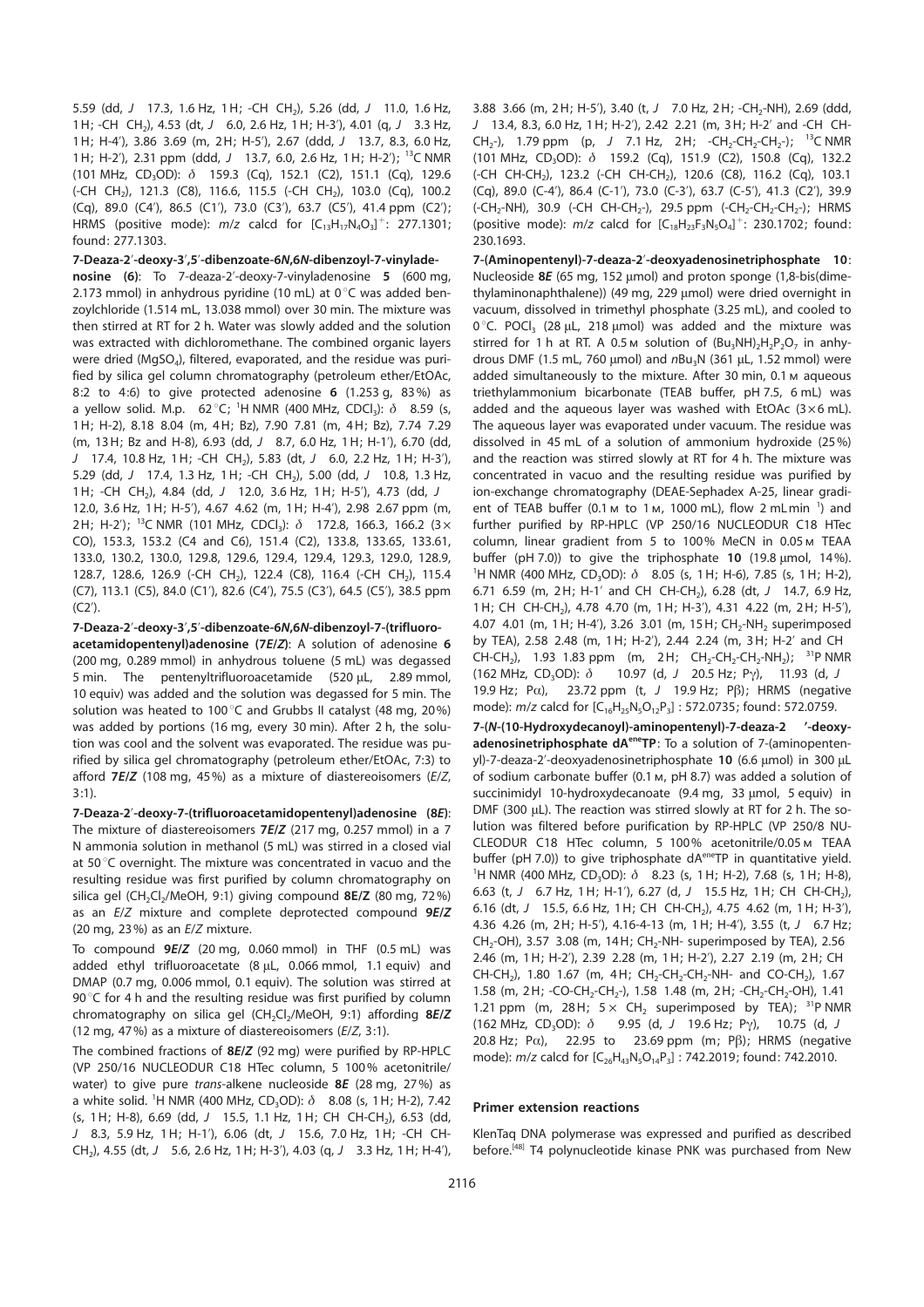5.59 (dd, *J* 17.3, 1.6 Hz, 1H; -CH CH$_2$), 5.26 (dd, *J* 11.0, 1.6 Hz, 1H; -CH CH$_2$), 4.53 (dt, *J* 6.0, 2.6 Hz, 1H; H-3′), 4.01 (q, *J* 3.3 Hz, 1H; H-4′), 3.86 3.69 (m, 2H; H-5′), 2.67 (ddd, *J* 13.7, 8.3, 6.0 Hz, 1H; H-2′), 2.31 ppm (ddd, *J* 13.7, 6.0, 2.6 Hz, 1H; H-2′); $^{13}$C NMR (101 MHz, CD$_3$OD): $\delta$ 159.3 (Cq), 152.1 (C2), 151.1 (Cq), 129.6 (-CH CH$_2$), 121.3 (C8), 116.6, 115.5 (-CH CH$_2$), 103.0 (Cq), 100.2 (Cq), 89.0 (C4′), 86.5 (C1′), 73.0 (C3′), 63.7 (C5′), 41.4 ppm (C2′); HRMS (positive mode): *m/z* calcd for [C$_{13}$H$_{17}$N$_4$O$_3$]$^+$: 277.1301; found: 277.1303.

**7-Deaza-2′-deoxy-3′,5′-dibenzoate-6*N*,6*N*-dibenzoyl-7-vinyladenosine (6)**: To 7-deaza-2′-deoxy-7-vinyladenosine **5** (600 mg, 2.173 mmol) in anhydrous pyridine (10 mL) at 0 °C was added benzoylchloride (1.514 mL, 13.038 mmol) over 30 min. The mixture was then stirred at RT for 2 h. Water was slowly added and the solution was extracted with dichloromethane. The combined organic layers were dried (MgSO$_4$), filtered, evaporated, and the residue was purified by silica gel column chromatography (petroleum ether/EtOAc, 8:2 to 4:6) to give protected adenosine **6** (1.253 g, 83%) as a yellow solid. M.p. 62 °C; $^1$H NMR (400 MHz, CDCl$_3$): $\delta$ 8.59 (s, 1H; H-2), 8.18 8.04 (m, 4H; Bz), 7.90 7.81 (m, 4H; Bz), 7.74 7.29 (m, 13H; Bz and H-8), 6.93 (dd, *J* 8.7, 6.0 Hz, 1H; H-1′), 6.70 (dd, *J* 17.4, 10.8 Hz, 1H; -CH CH$_2$), 5.83 (dt, *J* 6.0, 2.2 Hz, 1H; H-3′), 5.29 (dd, *J* 17.4, 1.3 Hz, 1H; -CH CH$_2$), 5.00 (dd, *J* 10.8, 1.3 Hz, 1H; -CH CH$_2$), 4.84 (dd, *J* 12.0, 3.6 Hz, 1H; H-5′), 4.73 (dd, *J* 12.0, 3.6 Hz, 1H; H-5′), 4.67 4.62 (m, 1H; H-4′), 2.98 2.67 ppm (m, 2H; H-2′); $^{13}$C NMR (101 MHz, CDCl$_3$): $\delta$ 172.8, 166.3, 166.2 (3× CO), 153.3, 153.2 (C4 and C6), 151.4 (C2), 133.8, 133.65, 133.61, 133.0, 130.2, 130.0, 129.8, 129.6, 129.4, 129.4, 129.3, 129.0, 128.9, 128.7, 128.6, 126.9 (-CH CH$_2$), 122.4 (C8), 116.4 (-CH CH$_2$), 115.4 (C7), 113.1 (C5), 84.0 (C1′), 82.6 (C4′), 75.5 (C3′), 64.5 (C5′), 38.5 ppm (C2′).

**7-Deaza-2′-deoxy-3′,5′-dibenzoate-6*N*,6*N*-dibenzoyl-7-(trifluoroacetamidopentenyl)adenosine (7*E*/*Z*)**: A solution of adenosine **6** (200 mg, 0.289 mmol) in anhydrous toluene (5 mL) was degassed 5 min. The pentenyltrifluoroacetamide (520 µL, 2.89 mmol, 10 equiv) was added and the solution was degassed for 5 min. The solution was heated to 100 °C and Grubbs II catalyst (48 mg, 20%) was added by portions (16 mg, every 30 min). After 2 h, the solution was cool and the solvent was evaporated. The residue was purified by silica gel chromatography (petroleum ether/EtOAc, 7:3) to afford **7*E*/*Z*** (108 mg, 45%) as a mixture of diastereoisomers (*E*/*Z*, 3:1).

**7-Deaza-2′-deoxy-7-(trifluoroacetamidopentenyl)adenosine (8*E*)**: The mixture of diastereoisomers **7*E*/*Z*** (217 mg, 0.257 mmol) in a 7 N ammonia solution in methanol (5 mL) was stirred in a closed vial at 50 °C overnight. The mixture was concentrated in vacuo and the resulting residue was first purified by column chromatography on silica gel (CH$_2$Cl$_2$/MeOH, 9:1) giving compound **8*E*/*Z*** (80 mg, 72%) as an *E*/*Z* mixture and complete deprotected compound **9*E*/*Z*** (20 mg, 23%) as an *E*/*Z* mixture.

To compound **9*E*/*Z*** (20 mg, 0.060 mmol) in THF (0.5 mL) was added ethyl trifluoroacetate (8 µL, 0.066 mmol, 1.1 equiv) and DMAP (0.7 mg, 0.006 mmol, 0.1 equiv). The solution was stirred at 90 °C for 4 h and the resulting residue was first purified by column chromatography on silica gel (CH$_2$Cl$_2$/MeOH, 9:1) affording **8*E*/*Z*** (12 mg, 47%) as a mixture of diastereoisomers (*E*/*Z*, 3:1).

The combined fractions of **8*E*/*Z*** (92 mg) were purified by RP-HPLC (VP 250/16 NUCLEODUR C18 HTec column, 5 100% acetonitrile/water) to give pure *trans*-alkene nucleoside **8*E*** (28 mg, 27%) as a white solid. $^1$H NMR (400 MHz, CD$_3$OD): $\delta$ 8.08 (s, 1H; H-2), 7.42 (s, 1H; H-8), 6.69 (dd, *J* 15.5, 1.1 Hz, 1H; CH CH-CH$_2$), 6.53 (dd, *J* 8.3, 5.9 Hz, 1H; H-1′), 6.06 (dt, *J* 15.6, 7.0 Hz, 1H; -CH CH-CH$_2$), 4.55 (dt, *J* 5.6, 2.6 Hz, 1H; H-3′), 4.03 (q, *J* 3.3 Hz, 1H; H-4′), 3.88 3.66 (m, 2H; H-5′), 3.40 (t, *J* 7.0 Hz, 2H; -CH$_2$-NH), 2.69 (ddd, *J* 13.4, 8.3, 6.0 Hz, 1H; H-2′), 2.42 2.21 (m, 3H; H-2′ and -CH CH-CH$_2$-), 1.79 ppm (p, *J* 7.1 Hz, 2H; -CH$_2$-CH$_2$-CH$_2$-); $^{13}$C NMR (101 MHz, CD$_3$OD): $\delta$ 159.2 (Cq), 151.9 (C2), 150.8 (Cq), 132.2 (-CH CH-CH$_2$), 123.2 (-CH CH-CH$_2$), 120.6 (C8), 116.2 (Cq), 103.1 (Cq), 89.0 (C-4′), 86.4 (C-1′), 73.0 (C-3′), 63.7 (C-5′), 41.3 (C2′), 39.9 (-CH$_2$-NH), 30.9 (-CH CH-CH$_2$-), 29.5 ppm (-CH$_2$-CH$_2$-CH$_2$-); HRMS (positive mode): *m/z* calcd for [C$_{18}$H$_{23}$F$_3$N$_5$O$_4$]$^+$: 230.1702; found: 230.1693.

**7-(Aminopentenyl)-7-deaza-2′-deoxyadenosinetriphosphate 10**: Nucleoside **8*E*** (65 mg, 152 µmol) and proton sponge (1,8-bis(dimethylaminonaphthalene)) (49 mg, 229 µmol) were dried overnight in vacuum, dissolved in trimethyl phosphate (3.25 mL), and cooled to 0 °C. POCl$_3$ (28 µL, 218 µmol) was added and the mixture was stirred for 1 h at RT. A 0.5 M solution of (Bu$_3$NH)$_2$H$_2$P$_2$O$_7$ in anhydrous DMF (1.5 mL, 760 µmol) and *n*Bu$_3$N (361 µL, 1.52 mmol) were added simultaneously to the mixture. After 30 min, 0.1 M aqueous triethylammonium bicarbonate (TEAB buffer, pH 7.5, 6 mL) was added and the aqueous layer was washed with EtOAc (3×6 mL). The aqueous layer was evaporated under vacuum. The residue was dissolved in 45 mL of a solution of ammonium hydroxide (25%) and the reaction was stirred slowly at RT for 4 h. The mixture was concentrated in vacuo and the resulting residue was purified by ion-exchange chromatography (DEAE-Sephadex A-25, linear gradient of TEAB buffer (0.1 M to 1 M, 1000 mL), flow 2 mL min$^{-1}$) and further purified by RP-HPLC (VP 250/16 NUCLEODUR C18 HTec column, linear gradient from 5 to 100% MeCN in 0.05 M TEAA buffer (pH 7.0)) to give the triphosphate **10** (19.8 µmol, 14%). $^1$H NMR (400 MHz, CD$_3$OD): $\delta$ 8.05 (s, 1H; H-6), 7.85 (s, 1H; H-2), 6.71 6.59 (m, 2H; H-1′ and CH CH-CH$_2$), 6.28 (dt, *J* 14.7, 6.9 Hz, 1H; CH CH-CH$_2$), 4.78 4.70 (m, 1H; H-3′), 4.31 4.22 (m, 2H; H-5′), 4.07 4.01 (m, 1H; H-4′), 3.26 3.01 (m, 15H; CH$_2$-NH$_2$ superimposed by TEA), 2.58 2.48 (m, 1H; H-2′), 2.44 2.24 (m, 3H; H-2′ and CH CH-CH$_2$), 1.93 1.83 ppm (m, 2H; CH$_2$-CH$_2$-CH$_2$-NH$_2$); $^{31}$P NMR (162 MHz, CD$_3$OD): $\delta$ 10.97 (d, *J* 20.5 Hz; P$\gamma$), 11.93 (d, *J* 19.9 Hz; P$\alpha$), 23.72 ppm (t, *J* 19.9 Hz; P$\beta$); HRMS (negative mode): *m/z* calcd for [C$_{16}$H$_{25}$N$_5$O$_{12}$P$_3$] : 572.0735; found: 572.0759.

**7-(*N*-(10-Hydroxydecanoyl)-aminopentenyl)-7-deaza-2′-deoxyadenosinetriphosphate dA$^{ene}$TP**: To a solution of 7-(aminopentenyl)-7-deaza-2′-deoxyadenosinetriphosphate **10** (6.6 µmol) in 300 µL of sodium carbonate buffer (0.1 M, pH 8.7) was added a solution of succinimidyl 10-hydroxydecanoate (9.4 mg, 33 µmol, 5 equiv) in DMF (300 µL). The reaction was stirred slowly at RT for 2 h. The solution was filtered before purification by RP-HPLC (VP 250/8 NUCLEODUR C18 HTec column, 5 100% acetonitrile/0.05 M TEAA buffer (pH 7.0)) to give triphosphate dA$^{ene}$TP in quantitative yield. $^1$H NMR (400 MHz, CD$_3$OD): $\delta$ 8.23 (s, 1H; H-2), 7.68 (s, 1H; H-8), 6.63 (t, *J* 6.7 Hz, 1H; H-1′), 6.27 (d, *J* 15.5 Hz, 1H; CH CH-CH$_2$), 6.16 (dt, *J* 15.5, 6.6 Hz, 1H; CH CH-CH$_2$), 4.75 4.62 (m, 1H; H-3′), 4.36 4.26 (m, 2H; H-5′), 4.16-4-13 (m, 1H; H-4′), 3.55 (t, *J* 6.7 Hz; CH$_2$-OH), 3.57 3.08 (m, 14H; CH$_2$-NH- superimposed by TEA), 2.56 2.46 (m, 1H; H-2′), 2.39 2.28 (m, 1H; H-2′), 2.27 2.19 (m, 2H; CH CH-CH$_2$), 1.80 1.67 (m, 4H; CH$_2$-CH$_2$-CH$_2$-NH- and CO-CH$_2$), 1.67 1.58 (m, 2H; -CO-CH$_2$-CH$_2$-), 1.58 1.48 (m, 2H; -CH$_2$-CH$_2$-OH), 1.41 1.21 ppm (m, 28H; 5× CH$_2$ superimposed by TEA); $^{31}$P NMR (162 MHz, CD$_3$OD): $\delta$ 9.95 (d, *J* 19.6 Hz; P$\gamma$), 10.75 (d, *J* 20.8 Hz; P$\alpha$), 22.95 to 23.69 ppm (m; P$\beta$); HRMS (negative mode): *m/z* calcd for [C$_{26}$H$_{43}$N$_5$O$_{14}$P$_3$] : 742.2019; found: 742.2010.

## Primer extension reactions

KlenTaq DNA polymerase was expressed and purified as described before.[48] T4 polynucleotide kinase PNK was purchased from New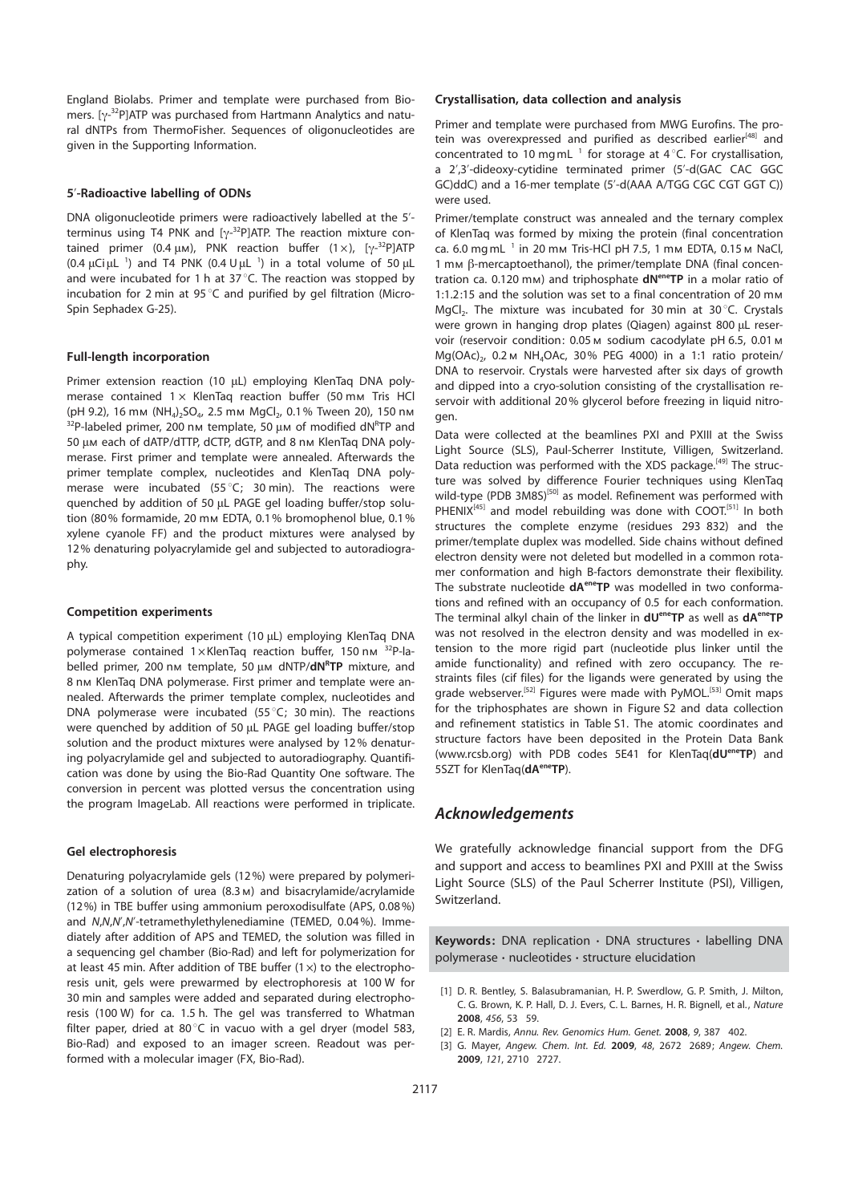England Biolabs. Primer and template were purchased from Biomers. [$\gamma$-$^{32}$P]ATP was purchased from Hartmann Analytics and natural dNTPs from ThermoFisher. Sequences of oligonucleotides are given in the Supporting Information.

### 5′-Radioactive labelling of ODNs

DNA oligonucleotide primers were radioactively labelled at the 5′-terminus using T4 PNK and [$\gamma$-$^{32}$P]ATP. The reaction mixture contained primer (0.4 μм), PNK reaction buffer (1×), [$\gamma$-$^{32}$P]ATP (0.4 μCi μL$^{-1}$) and T4 PNK (0.4 U μL$^{-1}$) in a total volume of 50 μL and were incubated for 1 h at 37 °C. The reaction was stopped by incubation for 2 min at 95 °C and purified by gel filtration (MicroSpin Sephadex G-25).

### Full-length incorporation

Primer extension reaction (10 μL) employing KlenTaq DNA polymerase contained 1× KlenTaq reaction buffer (50 mм Tris HCl (pH 9.2), 16 mм $(NH_4)_2SO_4$, 2.5 mм $MgCl_2$, 0.1% Tween 20), 150 nм $^{32}$P-labeled primer, 200 nм template, 50 μм of modified dN$^{R}$TP and 50 μм each of dATP/dTTP, dCTP, dGTP, and 8 nм KlenTaq DNA polymerase. First primer and template were annealed. Afterwards the primer template complex, nucleotides and KlenTaq DNA polymerase were incubated (55 °C; 30 min). The reactions were quenched by addition of 50 μL PAGE gel loading buffer/stop solution (80% formamide, 20 mм EDTA, 0.1% bromophenol blue, 0.1% xylene cyanole FF) and the product mixtures were analysed by 12% denaturing polyacrylamide gel and subjected to autoradiography.

### Competition experiments

A typical competition experiment (10 μL) employing KlenTaq DNA polymerase contained 1×KlenTaq reaction buffer, 150 nм $^{32}$P-labelled primer, 200 nм template, 50 μм dNTP/**dN$^{R}$TP** mixture, and 8 nм KlenTaq DNA polymerase. First primer and template were annealed. Afterwards the primer template complex, nucleotides and DNA polymerase were incubated (55 °C; 30 min). The reactions were quenched by addition of 50 μL PAGE gel loading buffer/stop solution and the product mixtures were analysed by 12% denaturing polyacrylamide gel and subjected to autoradiography. Quantification was done by using the Bio-Rad Quantity One software. The conversion in percent was plotted versus the concentration using the program ImageLab. All reactions were performed in triplicate.

### Gel electrophoresis

Denaturing polyacrylamide gels (12%) were prepared by polymerization of a solution of urea (8.3 м) and bisacrylamide/acrylamide (12%) in TBE buffer using ammonium peroxodisulfate (APS, 0.08%) and *N*,*N*,*N*′,*N*′-tetramethylethylenediamine (TEMED, 0.04%). Immediately after addition of APS and TEMED, the solution was filled in a sequencing gel chamber (Bio-Rad) and left for polymerization for at least 45 min. After addition of TBE buffer (1×) to the electrophoresis unit, gels were prewarmed by electrophoresis at 100 W for 30 min and samples were added and separated during electrophoresis (100 W) for ca. 1.5 h. The gel was transferred to Whatman filter paper, dried at 80 °C in vacuo with a gel dryer (model 583, Bio-Rad) and exposed to an imager screen. Readout was performed with a molecular imager (FX, Bio-Rad).

### Crystallisation, data collection and analysis

Primer and template were purchased from MWG Eurofins. The protein was overexpressed and purified as described earlier[48] and concentrated to 10 mg mL$^{-1}$ for storage at 4 °C. For crystallisation, a 2′,3′-dideoxy-cytidine terminated primer (5′-d(GAC CAC GGC GC)ddC) and a 16-mer template (5′-d(AAA A/TGG CGC CGT GGT C)) were used.

Primer/template construct was annealed and the ternary complex of KlenTaq was formed by mixing the protein (final concentration ca. 6.0 mg mL$^{-1}$ in 20 mм Tris-HCl pH 7.5, 1 mм EDTA, 0.15 м NaCl, 1 mм β-mercaptoethanol), the primer/template DNA (final concentration ca. 0.120 mм) and triphosphate **dN$^{ene}$TP** in a molar ratio of 1:1.2:15 and the solution was set to a final concentration of 20 mм $MgCl_2$. The mixture was incubated for 30 min at 30 °C. Crystals were grown in hanging drop plates (Qiagen) against 800 μL reservoir (reservoir condition: 0.05 м sodium cacodylate pH 6.5, 0.01 м $Mg(OAc)_2$, 0.2 м $NH_4OAc$, 30% PEG 4000) in a 1:1 ratio protein/DNA to reservoir. Crystals were harvested after six days of growth and dipped into a cryo-solution consisting of the crystallisation reservoir with additional 20% glycerol before freezing in liquid nitrogen.

Data were collected at the beamlines PXI and PXIII at the Swiss Light Source (SLS), Paul-Scherrer Institute, Villigen, Switzerland. Data reduction was performed with the XDS package.[49] The structure was solved by difference Fourier techniques using KlenTaq wild-type (PDB 3M8S)[50] as model. Refinement was performed with PHENIX[45] and model rebuilding was done with COOT.[51] In both structures the complete enzyme (residues 293–832) and the primer/template duplex was modelled. Side chains without defined electron density were not deleted but modelled in a common rotamer conformation and high B-factors demonstrate their flexibility. The substrate nucleotide **dA$^{ene}$TP** was modelled in two conformations and refined with an occupancy of 0.5 for each conformation. The terminal alkyl chain of the linker in **dU$^{ene}$TP** as well as **dA$^{ene}$TP** was not resolved in the electron density and was modelled in extension to the more rigid part (nucleotide plus linker until the amide functionality) and refined with zero occupancy. The restraints files (cif files) for the ligands were generated by using the grade webserver.[52] Figures were made with PyMOL.[53] Omit maps for the triphosphates are shown in Figure S2 and data collection and refinement statistics in Table S1. The atomic coordinates and structure factors have been deposited in the Protein Data Bank (www.rcsb.org) with PDB codes 5E41 for KlenTaq(**dU$^{ene}$TP**) and 5SZT for KlenTaq(**dA$^{ene}$TP**).

## Acknowledgements

We gratefully acknowledge financial support from the DFG and support and access to beamlines PXI and PXIII at the Swiss Light Source (SLS) of the Paul Scherrer Institute (PSI), Villigen, Switzerland.

**Keywords:** DNA replication · DNA structures · labelling DNA polymerase · nucleotides · structure elucidation

[1] D. R. Bentley, S. Balasubramanian, H. P. Swerdlow, G. P. Smith, J. Milton, C. G. Brown, K. P. Hall, D. J. Evers, C. L. Barnes, H. R. Bignell, et al., *Nature* **2008**, *456*, 53–59.

[2] E. R. Mardis, *Annu. Rev. Genomics Hum. Genet.* **2008**, *9*, 387–402.

[3] G. Mayer, *Angew. Chem. Int. Ed.* **2009**, *48*, 2672–2689; *Angew. Chem.* **2009**, *121*, 2710–2727.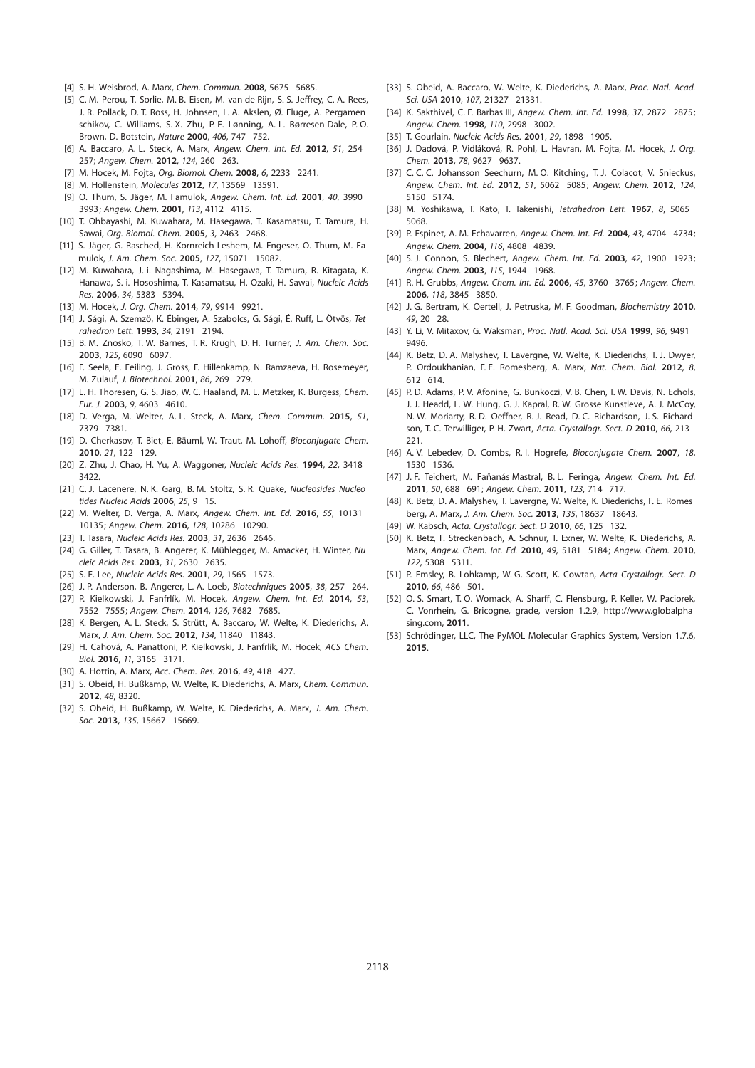[4] S. H. Weisbrod, A. Marx, *Chem. Commun.* **2008**, 5675 5685.

[5] C. M. Perou, T. Sorlie, M. B. Eisen, M. van de Rijn, S. S. Jeffrey, C. A. Rees, J. R. Pollack, D. T. Ross, H. Johnsen, L. A. Akslen, Ø. Fluge, A. Pergamen schikov, C. Williams, S. X. Zhu, P. E. Lønning, A. L. Børresen Dale, P. O. Brown, D. Botstein, *Nature* **2000**, *406*, 747 752.

[6] A. Baccaro, A. L. Steck, A. Marx, *Angew. Chem. Int. Ed.* **2012**, *51*, 254 257; *Angew. Chem.* **2012**, *124*, 260 263.

[7] M. Hocek, M. Fojta, *Org. Biomol. Chem.* **2008**, *6*, 2233 2241.

[8] M. Hollenstein, *Molecules* **2012**, *17*, 13569 13591.

[9] O. Thum, S. Jäger, M. Famulok, *Angew. Chem. Int. Ed.* **2001**, *40*, 3990 3993; *Angew. Chem.* **2001**, *113*, 4112 4115.

[10] T. Ohbayashi, M. Kuwahara, M. Hasegawa, T. Kasamatsu, T. Tamura, H. Sawai, *Org. Biomol. Chem.* **2005**, *3*, 2463 2468.

[11] S. Jäger, G. Rasched, H. Kornreich Leshem, M. Engeser, O. Thum, M. Fa mulok, *J. Am. Chem. Soc.* **2005**, *127*, 15071 15082.

[12] M. Kuwahara, J. i. Nagashima, M. Hasegawa, T. Tamura, R. Kitagata, K. Hanawa, S. i. Hososhima, T. Kasamatsu, H. Ozaki, H. Sawai, *Nucleic Acids Res.* **2006**, *34*, 5383 5394.

[13] M. Hocek, *J. Org. Chem.* **2014**, *79*, 9914 9921.

[14] J. Sági, A. Szemzö, K. Ébinger, A. Szabolcs, G. Sági, É. Ruff, L. Ötvös, *Tet rahedron Lett.* **1993**, *34*, 2191 2194.

[15] B. M. Znosko, T. W. Barnes, T. R. Krugh, D. H. Turner, *J. Am. Chem. Soc.* **2003**, *125*, 6090 6097.

[16] F. Seela, E. Feiling, J. Gross, F. Hillenkamp, N. Ramzaeva, H. Rosemeyer, M. Zulauf, *J. Biotechnol.* **2001**, *86*, 269 279.

[17] L. H. Thoresen, G. S. Jiao, W. C. Haaland, M. L. Metzker, K. Burgess, *Chem. Eur. J.* **2003**, *9*, 4603 4610.

[18] D. Verga, M. Welter, A. L. Steck, A. Marx, *Chem. Commun.* **2015**, *51*, 7379 7381.

[19] D. Cherkasov, T. Biet, E. Bäuml, W. Traut, M. Lohoff, *Bioconjugate Chem.* **2010**, *21*, 122 129.

[20] Z. Zhu, J. Chao, H. Yu, A. Waggoner, *Nucleic Acids Res.* **1994**, *22*, 3418 3422.

[21] C. J. Lacenere, N. K. Garg, B. M. Stoltz, S. R. Quake, *Nucleosides Nucleo tides Nucleic Acids* **2006**, *25*, 9 15.

[22] M. Welter, D. Verga, A. Marx, *Angew. Chem. Int. Ed.* **2016**, *55*, 10131 10135; *Angew. Chem.* **2016**, *128*, 10286 10290.

[23] T. Tasara, *Nucleic Acids Res.* **2003**, *31*, 2636 2646.

[24] G. Giller, T. Tasara, B. Angerer, K. Mühlegger, M. Amacker, H. Winter, *Nu cleic Acids Res.* **2003**, *31*, 2630 2635.

[25] S. E. Lee, *Nucleic Acids Res.* **2001**, *29*, 1565 1573.

[26] J. P. Anderson, B. Angerer, L. A. Loeb, *Biotechniques* **2005**, *38*, 257 264.

[27] P. Kielkowski, J. Fanfrlík, M. Hocek, *Angew. Chem. Int. Ed.* **2014**, *53*, 7552 7555; *Angew. Chem.* **2014**, *126*, 7682 7685.

[28] K. Bergen, A. L. Steck, S. Strütt, A. Baccaro, W. Welte, K. Diederichs, A. Marx, *J. Am. Chem. Soc.* **2012**, *134*, 11840 11843.

[29] H. Cahová, A. Panattoni, P. Kielkowski, J. Fanfrlík, M. Hocek, *ACS Chem. Biol.* **2016**, *11*, 3165 3171.

[30] A. Hottin, A. Marx, *Acc. Chem. Res.* **2016**, *49*, 418 427.

[31] S. Obeid, H. Bußkamp, W. Welte, K. Diederichs, A. Marx, *Chem. Commun.* **2012**, *48*, 8320.

[32] S. Obeid, H. Bußkamp, W. Welte, K. Diederichs, A. Marx, *J. Am. Chem. Soc.* **2013**, *135*, 15667 15669.

[33] S. Obeid, A. Baccaro, W. Welte, K. Diederichs, A. Marx, *Proc. Natl. Acad. Sci. USA* **2010**, *107*, 21327 21331.

[34] K. Sakthivel, C. F. Barbas III, *Angew. Chem. Int. Ed.* **1998**, *37*, 2872 2875; *Angew. Chem.* **1998**, *110*, 2998 3002.

[35] T. Gourlain, *Nucleic Acids Res.* **2001**, *29*, 1898 1905.

[36] J. Dadová, P. Vidláková, R. Pohl, L. Havran, M. Fojta, M. Hocek, *J. Org. Chem.* **2013**, *78*, 9627 9637.

[37] C. C. C. Johansson Seechurn, M. O. Kitching, T. J. Colacot, V. Snieckus, *Angew. Chem. Int. Ed.* **2012**, *51*, 5062 5085; *Angew. Chem.* **2012**, *124*, 5150 5174.

[38] M. Yoshikawa, T. Kato, T. Takenishi, *Tetrahedron Lett.* **1967**, *8*, 5065 5068.

[39] P. Espinet, A. M. Echavarren, *Angew. Chem. Int. Ed.* **2004**, *43*, 4704 4734; *Angew. Chem.* **2004**, *116*, 4808 4839.

[40] S. J. Connon, S. Blechert, *Angew. Chem. Int. Ed.* **2003**, *42*, 1900 1923; *Angew. Chem.* **2003**, *115*, 1944 1968.

[41] R. H. Grubbs, *Angew. Chem. Int. Ed.* **2006**, *45*, 3760 3765; *Angew. Chem.* **2006**, *118*, 3845 3850.

[42] J. G. Bertram, K. Oertell, J. Petruska, M. F. Goodman, *Biochemistry* **2010**, *49*, 20 28.

[43] Y. Li, V. Mitaxov, G. Waksman, *Proc. Natl. Acad. Sci. USA* **1999**, *96*, 9491 9496.

[44] K. Betz, D. A. Malyshev, T. Lavergne, W. Welte, K. Diederichs, T. J. Dwyer, P. Ordoukhanian, F. E. Romesberg, A. Marx, *Nat. Chem. Biol.* **2012**, *8*, 612 614.

[45] P. D. Adams, P. V. Afonine, G. Bunkoczi, V. B. Chen, I. W. Davis, N. Echols, J. J. Headd, L. W. Hung, G. J. Kapral, R. W. Grosse Kunstleve, A. J. McCoy, N. W. Moriarty, R. D. Oeffner, R. J. Read, D. C. Richardson, J. S. Richard son, T. C. Terwilliger, P. H. Zwart, *Acta. Crystallogr. Sect. D* **2010**, *66*, 213 221.

[46] A. V. Lebedev, D. Combs, R. I. Hogrefe, *Bioconjugate Chem.* **2007**, *18*, 1530 1536.

[47] J. F. Teichert, M. Fañanás Mastral, B. L. Feringa, *Angew. Chem. Int. Ed.* **2011**, *50*, 688 691; *Angew. Chem.* **2011**, *123*, 714 717.

[48] K. Betz, D. A. Malyshev, T. Lavergne, W. Welte, K. Diederichs, F. E. Romes berg, A. Marx, *J. Am. Chem. Soc.* **2013**, *135*, 18637 18643.

[49] W. Kabsch, *Acta. Crystallogr. Sect. D* **2010**, *66*, 125 132.

[50] K. Betz, F. Streckenbach, A. Schnur, T. Exner, W. Welte, K. Diederichs, A. Marx, *Angew. Chem. Int. Ed.* **2010**, *49*, 5181 5184; *Angew. Chem.* **2010**, *122*, 5308 5311.

[51] P. Emsley, B. Lohkamp, W. G. Scott, K. Cowtan, *Acta Crystallogr. Sect. D* **2010**, *66*, 486 501.

[52] O. S. Smart, T. O. Womack, A. Sharff, C. Flensburg, P. Keller, W. Paciorek, C. Vonrhein, G. Bricogne, grade, version 1.2.9, http://www.globalpha sing.com, **2011**.

[53] Schrödinger, LLC, The PyMOL Molecular Graphics System, Version 1.7.6, **2015**.